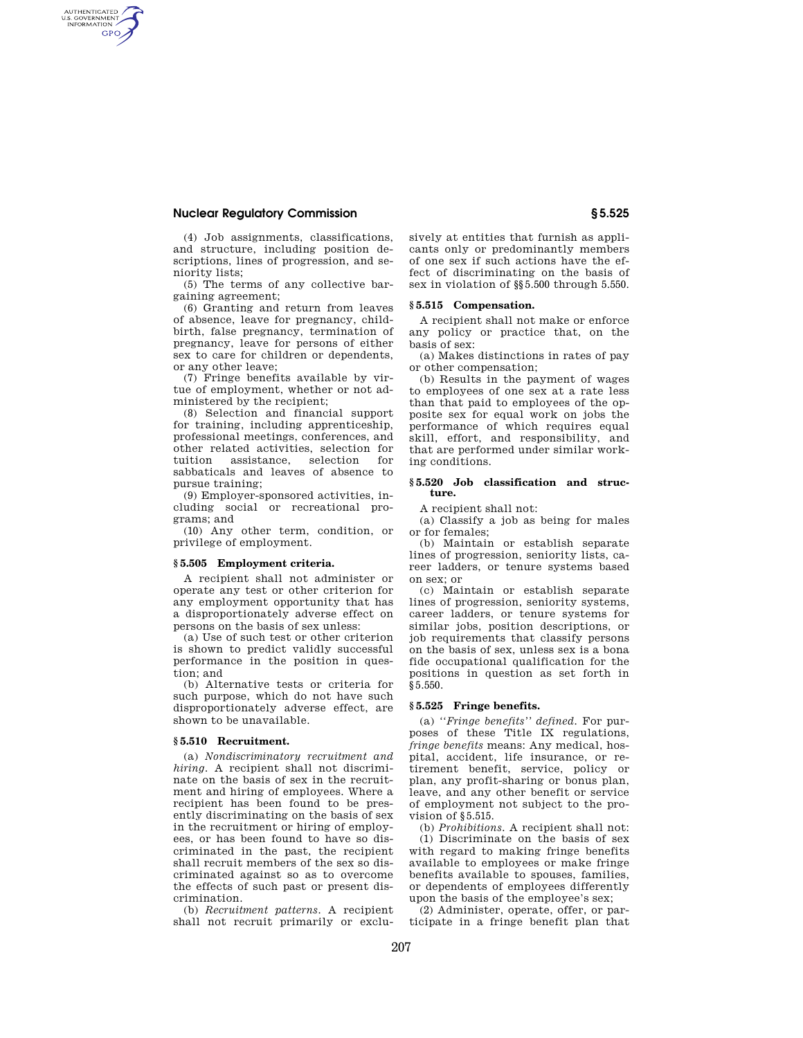(4) Job assignments, classifications, and structure, including position descriptions, lines of progression, and seniority lists;

(5) The terms of any collective bargaining agreement;

(6) Granting and return from leaves of absence, leave for pregnancy, childbirth, false pregnancy, termination of pregnancy, leave for persons of either sex to care for children or dependents, or any other leave;

(7) Fringe benefits available by virtue of employment, whether or not administered by the recipient;

(8) Selection and financial support for training, including apprenticeship, professional meetings, conferences, and other related activities, selection for tuition assistance, selection for sabbaticals and leaves of absence to pursue training;

(9) Employer-sponsored activities, including social or recreational programs; and

(10) Any other term, condition, or privilege of employment.

### § 5.505 Employment criteria.

A recipient shall not administer or operate any test or other criterion for any employment opportunity that has a disproportionately adverse effect on persons on the basis of sex unless:

(a) Use of such test or other criterion is shown to predict validly successful performance in the position in question; and

(b) Alternative tests or criteria for such purpose, which do not have such disproportionately adverse effect, are shown to be unavailable.

### § 5.510 Recruitment.

(a) *Nondiscriminatory recruitment and hiring.* A recipient shall not discriminate on the basis of sex in the recruitment and hiring of employees. Where a recipient has been found to be presently discriminating on the basis of sex in the recruitment or hiring of employees, or has been found to have so discriminated in the past, the recipient shall recruit members of the sex so discriminated against so as to overcome the effects of such past or present discrimination.

(b) *Recruitment patterns.* A recipient shall not recruit primarily or exclusively at entities that furnish as applicants only or predominantly members of one sex if such actions have the effect of discriminating on the basis of sex in violation of §§ 5.500 through 5.550.

### § 5.515 Compensation.

A recipient shall not make or enforce any policy or practice that, on the basis of sex:

(a) Makes distinctions in rates of pay or other compensation;

(b) Results in the payment of wages to employees of one sex at a rate less than that paid to employees of the opposite sex for equal work on jobs the performance of which requires equal skill, effort, and responsibility, and that are performed under similar working conditions.

### § 5.520 Job classification and structure.

A recipient shall not:

(a) Classify a job as being for males or for females;

(b) Maintain or establish separate lines of progression, seniority lists, career ladders, or tenure systems based on sex; or

(c) Maintain or establish separate lines of progression, seniority systems, career ladders, or tenure systems for similar jobs, position descriptions, or job requirements that classify persons on the basis of sex, unless sex is a bona fide occupational qualification for the positions in question as set forth in § 5.550.

### § 5.525 Fringe benefits.

(a) *''Fringe benefits'' defined.* For purposes of these Title IX regulations, *fringe benefits* means: Any medical, hospital, accident, life insurance, or retirement benefit, service, policy or plan, any profit-sharing or bonus plan, leave, and any other benefit or service of employment not subject to the provision of § 5.515.

(b) *Prohibitions.* A recipient shall not:

(1) Discriminate on the basis of sex with regard to making fringe benefits available to employees or make fringe benefits available to spouses, families, or dependents of employees differently upon the basis of the employee's sex;

(2) Administer, operate, offer, or participate in a fringe benefit plan that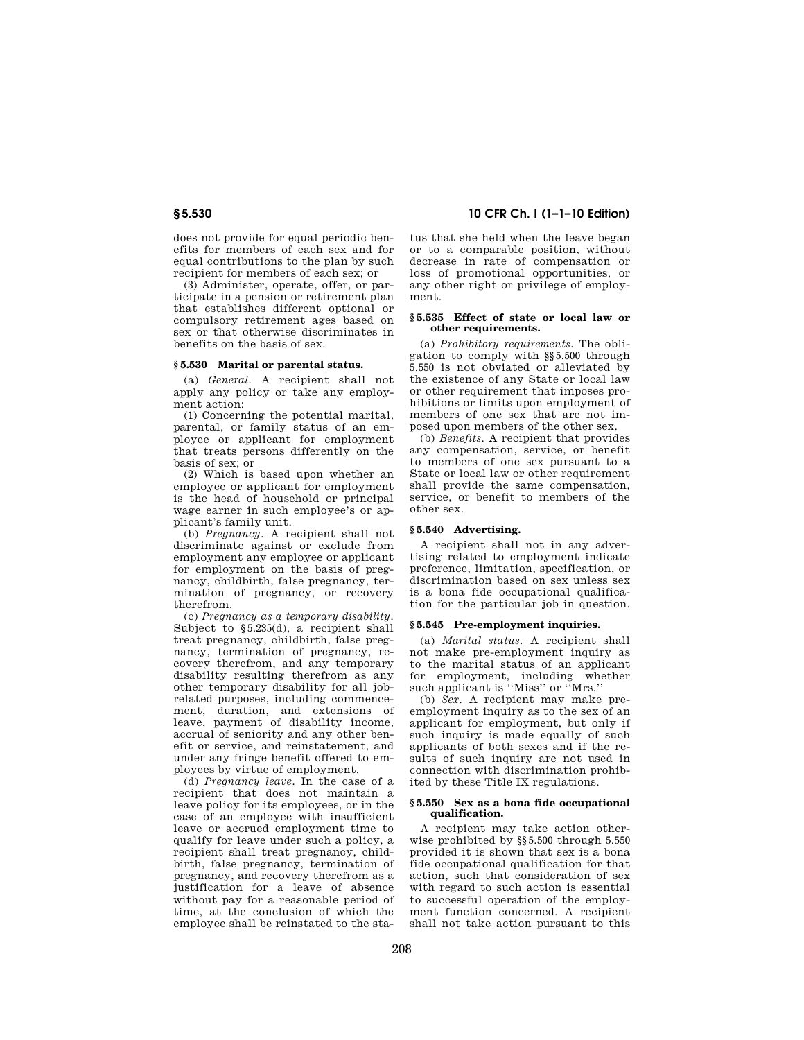does not provide for equal periodic benefits for members of each sex and for equal contributions to the plan by such recipient for members of each sex; or

(3) Administer, operate, offer, or participate in a pension or retirement plan that establishes different optional or compulsory retirement ages based on sex or that otherwise discriminates in benefits on the basis of sex.

### § 5.530 Marital or parental status.

(a) *General.* A recipient shall not apply any policy or take any employment action:

(1) Concerning the potential marital, parental, or family status of an employee or applicant for employment that treats persons differently on the basis of sex; or

(2) Which is based upon whether an employee or applicant for employment is the head of household or principal wage earner in such employee's or applicant's family unit.

(b) *Pregnancy.* A recipient shall not discriminate against or exclude from employment any employee or applicant for employment on the basis of pregnancy, childbirth, false pregnancy, termination of pregnancy, or recovery therefrom.

(c) *Pregnancy as a temporary disability.* Subject to §5.235(d), a recipient shall treat pregnancy, childbirth, false pregnancy, termination of pregnancy, recovery therefrom, and any temporary disability resulting therefrom as any other temporary disability for all job-related purposes, including commencement, duration, and extensions of leave, payment of disability income, accrual of seniority and any other benefit or service, and reinstatement, and under any fringe benefit offered to employees by virtue of employment.

(d) *Pregnancy leave.* In the case of a recipient that does not maintain a leave policy for its employees, or in the case of an employee with insufficient leave or accrued employment time to qualify for leave under such a policy, a recipient shall treat pregnancy, childbirth, false pregnancy, termination of pregnancy, and recovery therefrom as a justification for a leave of absence without pay for a reasonable period of time, at the conclusion of which the employee shall be reinstated to the status that she held when the leave began or to a comparable position, without decrease in rate of compensation or loss of promotional opportunities, or any other right or privilege of employment.

### § 5.535 Effect of state or local law or other requirements.

(a) *Prohibitory requirements.* The obligation to comply with §§5.500 through 5.550 is not obviated or alleviated by the existence of any State or local law or other requirement that imposes prohibitions or limits upon employment of members of one sex that are not imposed upon members of the other sex.

(b) *Benefits.* A recipient that provides any compensation, service, or benefit to members of one sex pursuant to a State or local law or other requirement shall provide the same compensation, service, or benefit to members of the other sex.

### § 5.540 Advertising.

A recipient shall not in any advertising related to employment indicate preference, limitation, specification, or discrimination based on sex unless sex is a bona fide occupational qualification for the particular job in question.

### § 5.545 Pre-employment inquiries.

(a) *Marital status.* A recipient shall not make pre-employment inquiry as to the marital status of an applicant for employment, including whether such applicant is ''Miss'' or ''Mrs.''

(b) *Sex.* A recipient may make pre-employment inquiry as to the sex of an applicant for employment, but only if such inquiry is made equally of such applicants of both sexes and if the results of such inquiry are not used in connection with discrimination prohibited by these Title IX regulations.

### § 5.550 Sex as a bona fide occupational qualification.

A recipient may take action otherwise prohibited by §§5.500 through 5.550 provided it is shown that sex is a bona fide occupational qualification for that action, such that consideration of sex with regard to such action is essential to successful operation of the employment function concerned. A recipient shall not take action pursuant to this